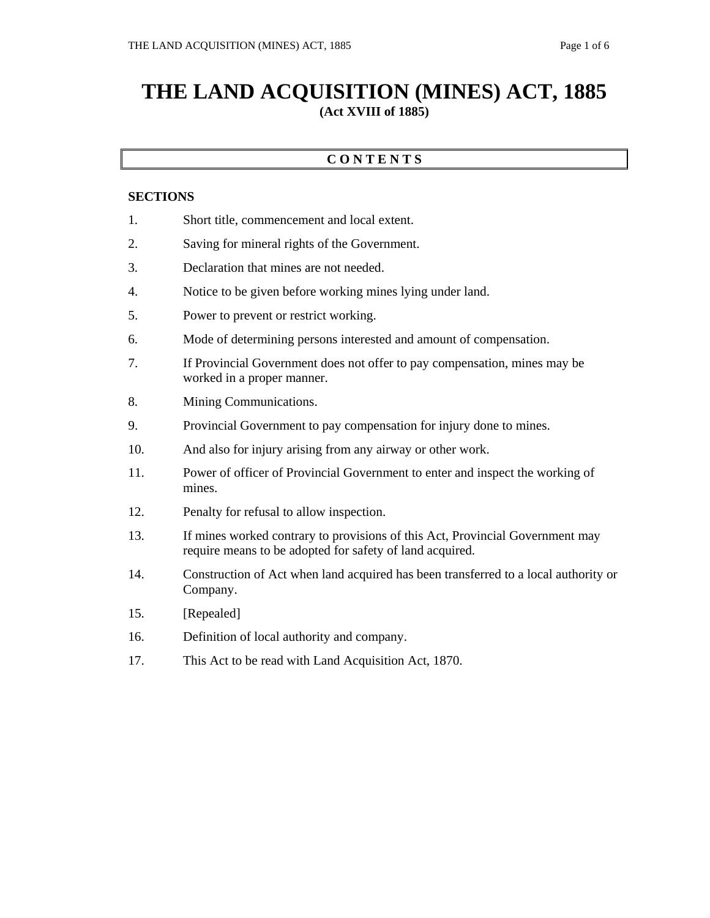# THE LAND ACQUISITION (MINES) ACT, 1885

**(Act XVIII of 1885)**

**C O N T E N T S**

**SECTIONS**

1. Short title, commencement and local extent.
2. Saving for mineral rights of the Government.
3. Declaration that mines are not needed.
4. Notice to be given before working mines lying under land.
5. Power to prevent or restrict working.
6. Mode of determining persons interested and amount of compensation.
7. If Provincial Government does not offer to pay compensation, mines may be worked in a proper manner.
8. Mining Communications.
9. Provincial Government to pay compensation for injury done to mines.
10. And also for injury arising from any airway or other work.
11. Power of officer of Provincial Government to enter and inspect the working of mines.
12. Penalty for refusal to allow inspection.
13. If mines worked contrary to provisions of this Act, Provincial Government may require means to be adopted for safety of land acquired.
14. Construction of Act when land acquired has been transferred to a local authority or Company.
15. [Repealed]
16. Definition of local authority and company.
17. This Act to be read with Land Acquisition Act, 1870.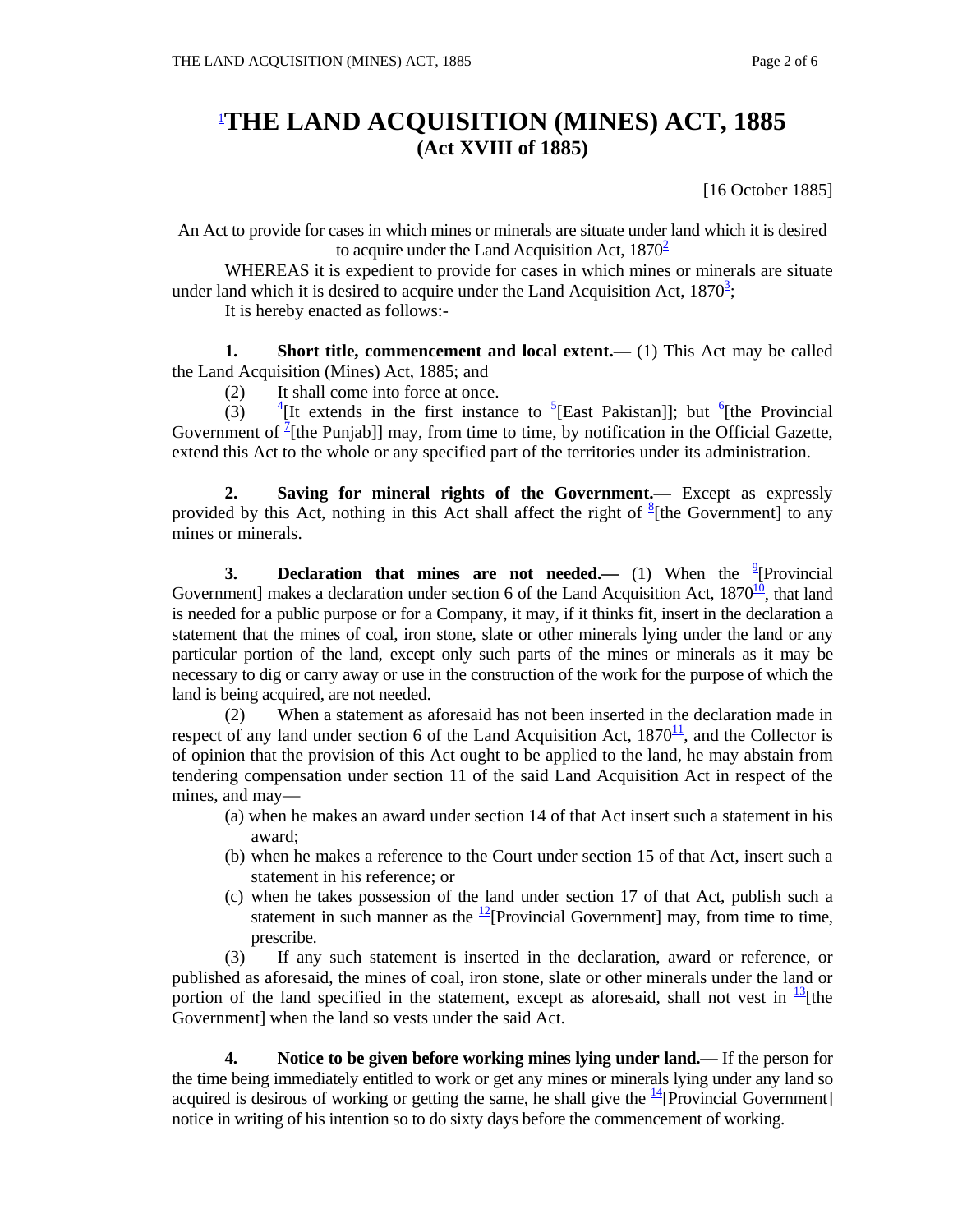# [1]THE LAND ACQUISITION (MINES) ACT, 1885
## (Act XVIII of 1885)

[16 October 1885]

An Act to provide for cases in which mines or minerals are situate under land which it is desired to acquire under the Land Acquisition Act, 1870[2]

WHEREAS it is expedient to provide for cases in which mines or minerals are situate under land which it is desired to acquire under the Land Acquisition Act, 1870[3];

It is hereby enacted as follows:-

**1. Short title, commencement and local extent.—** (1) This Act may be called the Land Acquisition (Mines) Act, 1885; and

(2) It shall come into force at once.

(3) [4][It extends in the first instance to [5][East Pakistan]]; but [6][the Provincial Government of [7][the Punjab]] may, from time to time, by notification in the Official Gazette, extend this Act to the whole or any specified part of the territories under its administration.

**2. Saving for mineral rights of the Government.—** Except as expressly provided by this Act, nothing in this Act shall affect the right of [8][the Government] to any mines or minerals.

**3. Declaration that mines are not needed.—** (1) When the [9][Provincial Government] makes a declaration under section 6 of the Land Acquisition Act, 1870[10], that land is needed for a public purpose or for a Company, it may, if it thinks fit, insert in the declaration a statement that the mines of coal, iron stone, slate or other minerals lying under the land or any particular portion of the land, except only such parts of the mines or minerals as it may be necessary to dig or carry away or use in the construction of the work for the purpose of which the land is being acquired, are not needed.

(2) When a statement as aforesaid has not been inserted in the declaration made in respect of any land under section 6 of the Land Acquisition Act, 1870[11], and the Collector is of opinion that the provision of this Act ought to be applied to the land, he may abstain from tendering compensation under section 11 of the said Land Acquisition Act in respect of the mines, and may—

(a) when he makes an award under section 14 of that Act insert such a statement in his award;

(b) when he makes a reference to the Court under section 15 of that Act, insert such a statement in his reference; or

(c) when he takes possession of the land under section 17 of that Act, publish such a statement in such manner as the [12][Provincial Government] may, from time to time, prescribe.

(3) If any such statement is inserted in the declaration, award or reference, or published as aforesaid, the mines of coal, iron stone, slate or other minerals under the land or portion of the land specified in the statement, except as aforesaid, shall not vest in [13][the Government] when the land so vests under the said Act.

**4. Notice to be given before working mines lying under land.—** If the person for the time being immediately entitled to work or get any mines or minerals lying under any land so acquired is desirous of working or getting the same, he shall give the [14][Provincial Government] notice in writing of his intention so to do sixty days before the commencement of working.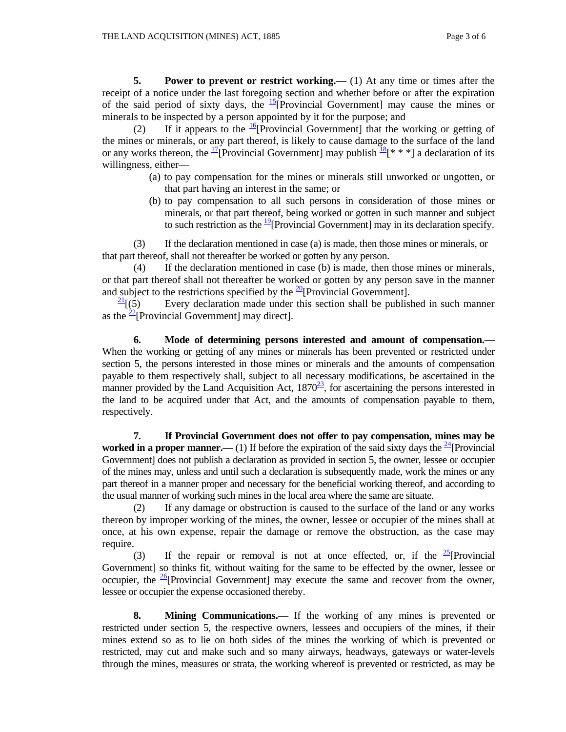**5. Power to prevent or restrict working.—** (1) At any time or times after the receipt of a notice under the last foregoing section and whether before or after the expiration of the said period of sixty days, the [15][Provincial Government] may cause the mines or minerals to be inspected by a person appointed by it for the purpose; and

(2) If it appears to the [16][Provincial Government] that the working or getting of the mines or minerals, or any part thereof, is likely to cause damage to the surface of the land or any works thereon, the [17][Provincial Government] may publish [18][* * *] a declaration of its willingness, either—

(a) to pay compensation for the mines or minerals still unworked or ungotten, or that part having an interest in the same; or

(b) to pay compensation to all such persons in consideration of those mines or minerals, or that part thereof, being worked or gotten in such manner and subject to such restriction as the [19][Provincial Government] may in its declaration specify.

(3) If the declaration mentioned in case (a) is made, then those mines or minerals, or that part thereof, shall not thereafter be worked or gotten by any person.

(4) If the declaration mentioned in case (b) is made, then those mines or minerals, or that part thereof shall not thereafter be worked or gotten by any person save in the manner and subject to the restrictions specified by the [20][Provincial Government].

[21][(5) Every declaration made under this section shall be published in such manner as the [22][Provincial Government] may direct].

**6. Mode of determining persons interested and amount of compensation.—** When the working or getting of any mines or minerals has been prevented or restricted under section 5, the persons interested in those mines or minerals and the amounts of compensation payable to them respectively shall, subject to all necessary modifications, be ascertained in the manner provided by the Land Acquisition Act, 1870[23], for ascertaining the persons interested in the land to be acquired under that Act, and the amounts of compensation payable to them, respectively.

**7. If Provincial Government does not offer to pay compensation, mines may be worked in a proper manner.—** (1) If before the expiration of the said sixty days the [24][Provincial Government] does not publish a declaration as provided in section 5, the owner, lessee or occupier of the mines may, unless and until such a declaration is subsequently made, work the mines or any part thereof in a manner proper and necessary for the beneficial working thereof, and according to the usual manner of working such mines in the local area where the same are situate.

(2) If any damage or obstruction is caused to the surface of the land or any works thereon by improper working of the mines, the owner, lessee or occupier of the mines shall at once, at his own expense, repair the damage or remove the obstruction, as the case may require.

(3) If the repair or removal is not at once effected, or, if the [25][Provincial Government] so thinks fit, without waiting for the same to be effected by the owner, lessee or occupier, the [26][Provincial Government] may execute the same and recover from the owner, lessee or occupier the expense occasioned thereby.

**8. Mining Communications.—** If the working of any mines is prevented or restricted under section 5, the respective owners, lessees and occupiers of the mines, if their mines extend so as to lie on both sides of the mines the working of which is prevented or restricted, may cut and make such and so many airways, headways, gateways or water-levels through the mines, measures or strata, the working whereof is prevented or restricted, as may be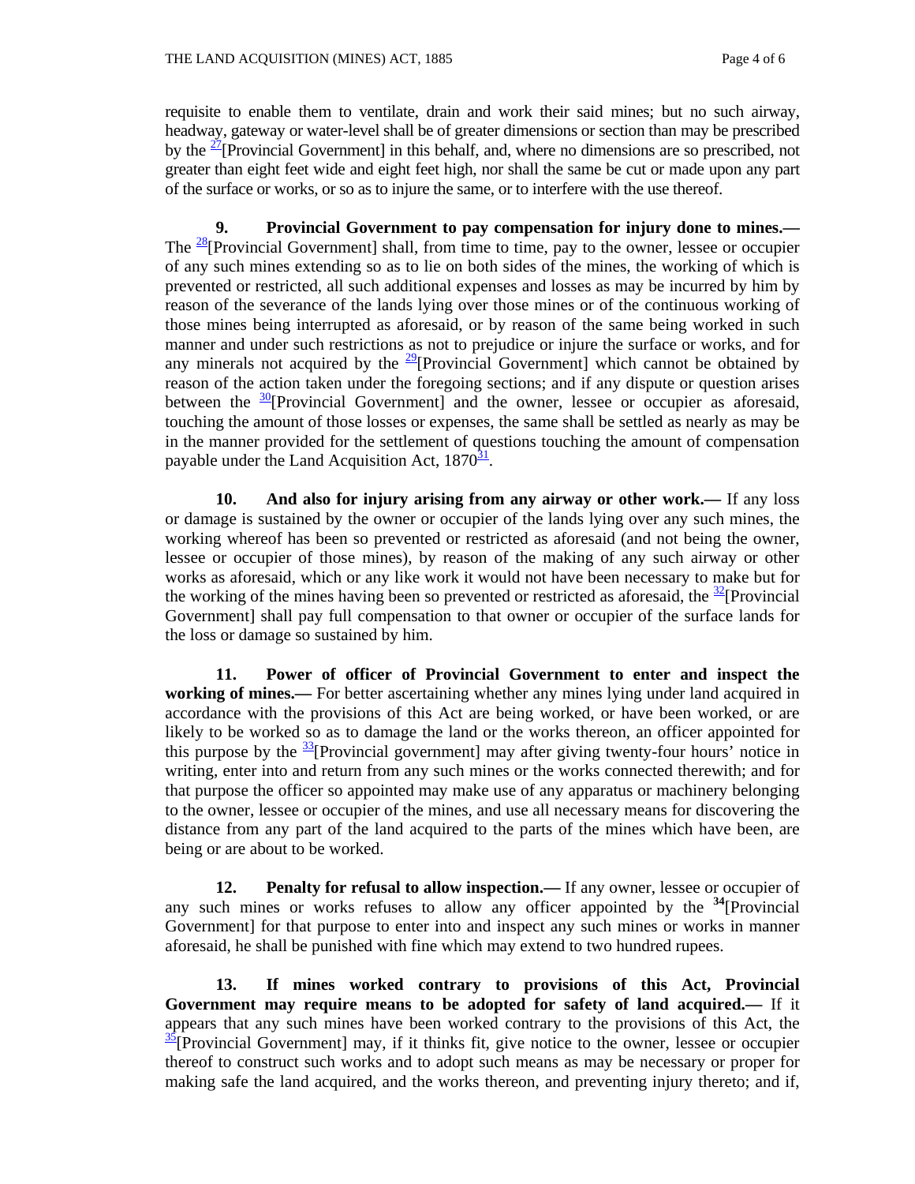requisite to enable them to ventilate, drain and work their said mines; but no such airway, headway, gateway or water-level shall be of greater dimensions or section than may be prescribed by the [27][Provincial Government] in this behalf, and, where no dimensions are so prescribed, not greater than eight feet wide and eight feet high, nor shall the same be cut or made upon any part of the surface or works, or so as to injure the same, or to interfere with the use thereof.

**9. Provincial Government to pay compensation for injury done to mines.—** The [28][Provincial Government] shall, from time to time, pay to the owner, lessee or occupier of any such mines extending so as to lie on both sides of the mines, the working of which is prevented or restricted, all such additional expenses and losses as may be incurred by him by reason of the severance of the lands lying over those mines or of the continuous working of those mines being interrupted as aforesaid, or by reason of the same being worked in such manner and under such restrictions as not to prejudice or injure the surface or works, and for any minerals not acquired by the [29][Provincial Government] which cannot be obtained by reason of the action taken under the foregoing sections; and if any dispute or question arises between the [30][Provincial Government] and the owner, lessee or occupier as aforesaid, touching the amount of those losses or expenses, the same shall be settled as nearly as may be in the manner provided for the settlement of questions touching the amount of compensation payable under the Land Acquisition Act, 1870[31].

**10. And also for injury arising from any airway or other work.—** If any loss or damage is sustained by the owner or occupier of the lands lying over any such mines, the working whereof has been so prevented or restricted as aforesaid (and not being the owner, lessee or occupier of those mines), by reason of the making of any such airway or other works as aforesaid, which or any like work it would not have been necessary to make but for the working of the mines having been so prevented or restricted as aforesaid, the [32][Provincial Government] shall pay full compensation to that owner or occupier of the surface lands for the loss or damage so sustained by him.

**11. Power of officer of Provincial Government to enter and inspect the working of mines.—** For better ascertaining whether any mines lying under land acquired in accordance with the provisions of this Act are being worked, or have been worked, or are likely to be worked so as to damage the land or the works thereon, an officer appointed for this purpose by the [33][Provincial government] may after giving twenty-four hours' notice in writing, enter into and return from any such mines or the works connected therewith; and for that purpose the officer so appointed may make use of any apparatus or machinery belonging to the owner, lessee or occupier of the mines, and use all necessary means for discovering the distance from any part of the land acquired to the parts of the mines which have been, are being or are about to be worked.

**12. Penalty for refusal to allow inspection.—** If any owner, lessee or occupier of any such mines or works refuses to allow any officer appointed by the [34][Provincial Government] for that purpose to enter into and inspect any such mines or works in manner aforesaid, he shall be punished with fine which may extend to two hundred rupees.

**13. If mines worked contrary to provisions of this Act, Provincial Government may require means to be adopted for safety of land acquired.—** If it appears that any such mines have been worked contrary to the provisions of this Act, the [35][Provincial Government] may, if it thinks fit, give notice to the owner, lessee or occupier thereof to construct such works and to adopt such means as may be necessary or proper for making safe the land acquired, and the works thereon, and preventing injury thereto; and if,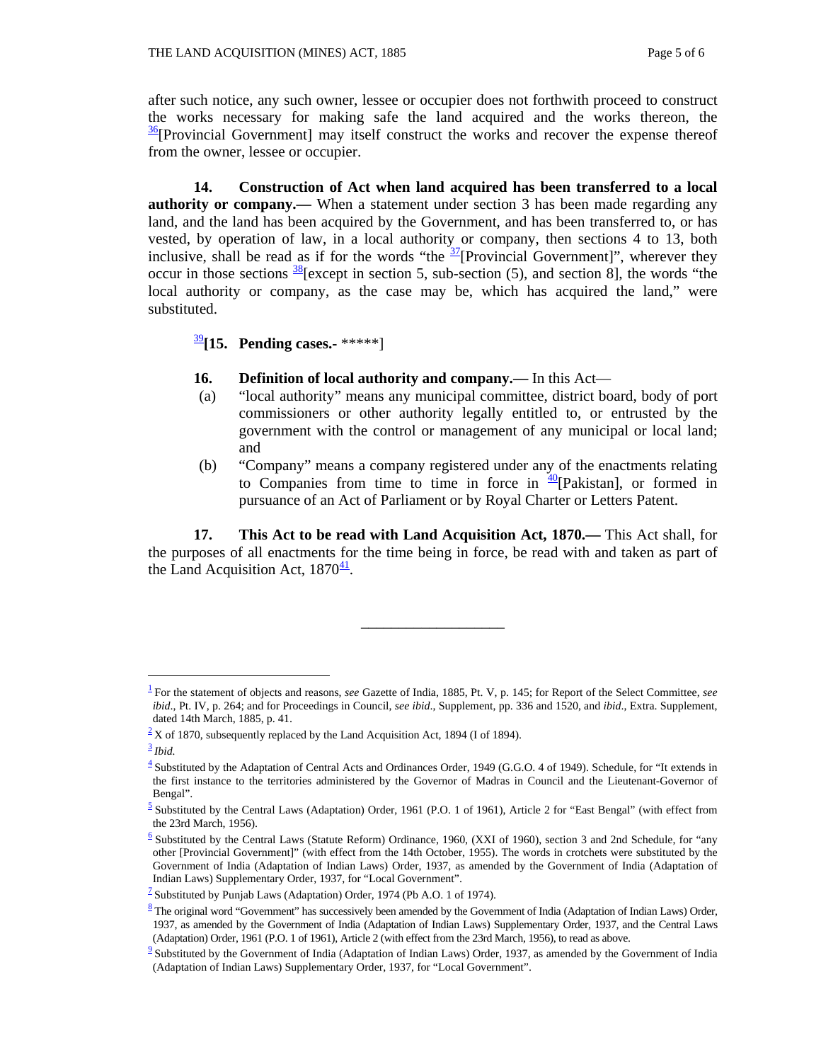after such notice, any such owner, lessee or occupier does not forthwith proceed to construct the works necessary for making safe the land acquired and the works thereon, the [36][Provincial Government] may itself construct the works and recover the expense thereof from the owner, lessee or occupier.

**14. Construction of Act when land acquired has been transferred to a local authority or company.—** When a statement under section 3 has been made regarding any land, and the land has been acquired by the Government, and has been transferred to, or has vested, by operation of law, in a local authority or company, then sections 4 to 13, both inclusive, shall be read as if for the words "the [37][Provincial Government]", wherever they occur in those sections [38][except in section 5, sub-section (5), and section 8], the words "the local authority or company, as the case may be, which has acquired the land," were substituted.

[39]**[15. Pending cases.-** *****]

**16. Definition of local authority and company.—** In this Act—

(a) "local authority" means any municipal committee, district board, body of port commissioners or other authority legally entitled to, or entrusted by the government with the control or management of any municipal or local land; and

(b) "Company" means a company registered under any of the enactments relating to Companies from time to time in force in [40][Pakistan], or formed in pursuance of an Act of Parliament or by Royal Charter or Letters Patent.

**17. This Act to be read with Land Acquisition Act, 1870.—** This Act shall, for the purposes of all enactments for the time being in force, be read with and taken as part of the Land Acquisition Act, 1870[41].

---

[1] For the statement of objects and reasons, *see* Gazette of India, 1885, Pt. V, p. 145; for Report of the Select Committee, *see ibid*., Pt. IV, p. 264; and for Proceedings in Council, *see ibid*., Supplement, pp. 336 and 1520, and *ibid*., Extra. Supplement, dated 14th March, 1885, p. 41.

[2] X of 1870, subsequently replaced by the Land Acquisition Act, 1894 (I of 1894).

[3] *Ibid.*

[4] Substituted by the Adaptation of Central Acts and Ordinances Order, 1949 (G.G.O. 4 of 1949). Schedule, for "It extends in the first instance to the territories administered by the Governor of Madras in Council and the Lieutenant-Governor of Bengal".

[5] Substituted by the Central Laws (Adaptation) Order, 1961 (P.O. 1 of 1961), Article 2 for "East Bengal" (with effect from the 23rd March, 1956).

[6] Substituted by the Central Laws (Statute Reform) Ordinance, 1960, (XXI of 1960), section 3 and 2nd Schedule, for "any other [Provincial Government]" (with effect from the 14th October, 1955). The words in crotchets were substituted by the Government of India (Adaptation of Indian Laws) Order, 1937, as amended by the Government of India (Adaptation of Indian Laws) Supplementary Order, 1937, for "Local Government".

[7] Substituted by Punjab Laws (Adaptation) Order, 1974 (Pb A.O. 1 of 1974).

[8] The original word "Government" has successively been amended by the Government of India (Adaptation of Indian Laws) Order, 1937, as amended by the Government of India (Adaptation of Indian Laws) Supplementary Order, 1937, and the Central Laws (Adaptation) Order, 1961 (P.O. 1 of 1961), Article 2 (with effect from the 23rd March, 1956), to read as above.

[9] Substituted by the Government of India (Adaptation of Indian Laws) Order, 1937, as amended by the Government of India (Adaptation of Indian Laws) Supplementary Order, 1937, for "Local Government".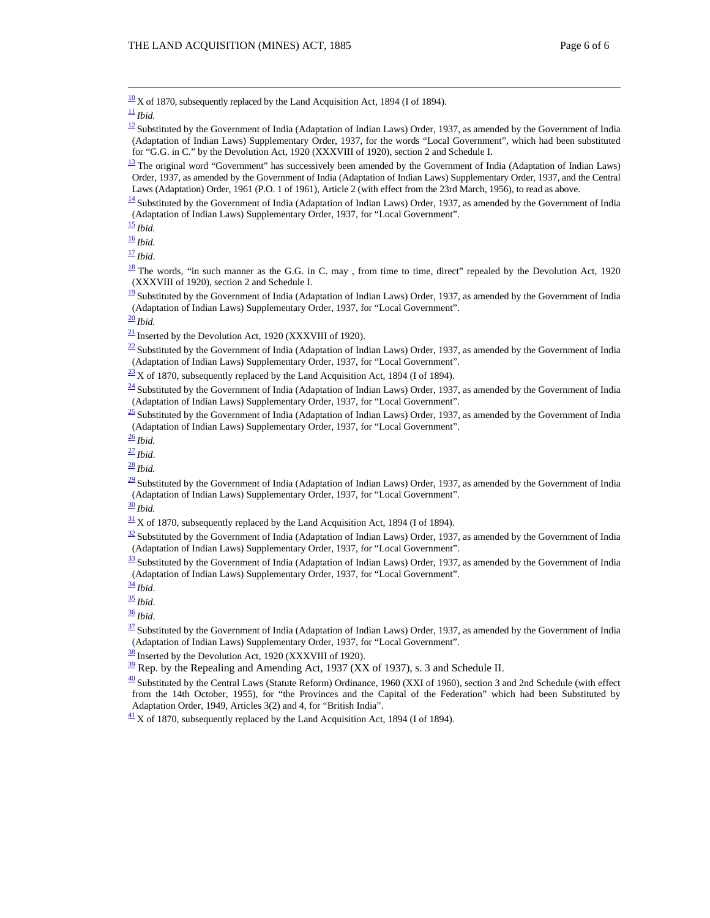[10] X of 1870, subsequently replaced by the Land Acquisition Act, 1894 (I of 1894).

[11] *Ibid.*

[12] Substituted by the Government of India (Adaptation of Indian Laws) Order, 1937, as amended by the Government of India (Adaptation of Indian Laws) Supplementary Order, 1937, for the words "Local Government", which had been substituted for "G.G. in C." by the Devolution Act, 1920 (XXXVIII of 1920), section 2 and Schedule I.

[13] The original word "Government" has successively been amended by the Government of India (Adaptation of Indian Laws) Order, 1937, as amended by the Government of India (Adaptation of Indian Laws) Supplementary Order, 1937, and the Central Laws (Adaptation) Order, 1961 (P.O. 1 of 1961), Article 2 (with effect from the 23rd March, 1956), to read as above.

[14] Substituted by the Government of India (Adaptation of Indian Laws) Order, 1937, as amended by the Government of India (Adaptation of Indian Laws) Supplementary Order, 1937, for "Local Government".

[15] *Ibid.*

[16] *Ibid.*

[17] *Ibid*.

[18] The words, "in such manner as the G.G. in C. may , from time to time, direct" repealed by the Devolution Act, 1920 (XXXVIII of 1920), section 2 and Schedule I.

[19] Substituted by the Government of India (Adaptation of Indian Laws) Order, 1937, as amended by the Government of India (Adaptation of Indian Laws) Supplementary Order, 1937, for "Local Government".

[20] *Ibid.*

[21] Inserted by the Devolution Act, 1920 (XXXVIII of 1920).

[22] Substituted by the Government of India (Adaptation of Indian Laws) Order, 1937, as amended by the Government of India (Adaptation of Indian Laws) Supplementary Order, 1937, for "Local Government".

[23] X of 1870, subsequently replaced by the Land Acquisition Act, 1894 (I of 1894).

[24] Substituted by the Government of India (Adaptation of Indian Laws) Order, 1937, as amended by the Government of India (Adaptation of Indian Laws) Supplementary Order, 1937, for "Local Government".

[25] Substituted by the Government of India (Adaptation of Indian Laws) Order, 1937, as amended by the Government of India (Adaptation of Indian Laws) Supplementary Order, 1937, for "Local Government".

[26] *Ibid.*

[27] *Ibid*.

[28] *Ibid.*

[29] Substituted by the Government of India (Adaptation of Indian Laws) Order, 1937, as amended by the Government of India (Adaptation of Indian Laws) Supplementary Order, 1937, for "Local Government".

[30] *Ibid.*

[31] X of 1870, subsequently replaced by the Land Acquisition Act, 1894 (I of 1894).

[32] Substituted by the Government of India (Adaptation of Indian Laws) Order, 1937, as amended by the Government of India (Adaptation of Indian Laws) Supplementary Order, 1937, for "Local Government".

[33] Substituted by the Government of India (Adaptation of Indian Laws) Order, 1937, as amended by the Government of India (Adaptation of Indian Laws) Supplementary Order, 1937, for "Local Government".

[34] *Ibid*.

[35] *Ibid*.

[36] *Ibid*.

[37] Substituted by the Government of India (Adaptation of Indian Laws) Order, 1937, as amended by the Government of India (Adaptation of Indian Laws) Supplementary Order, 1937, for "Local Government".

[38] Inserted by the Devolution Act, 1920 (XXXVIII of 1920).

[39] Rep. by the Repealing and Amending Act, 1937 (XX of 1937), s. 3 and Schedule II.

[40] Substituted by the Central Laws (Statute Reform) Ordinance, 1960 (XXI of 1960), section 3 and 2nd Schedule (with effect from the 14th October, 1955), for "the Provinces and the Capital of the Federation" which had been Substituted by Adaptation Order, 1949, Articles 3(2) and 4, for "British India".

[41] X of 1870, subsequently replaced by the Land Acquisition Act, 1894 (I of 1894).